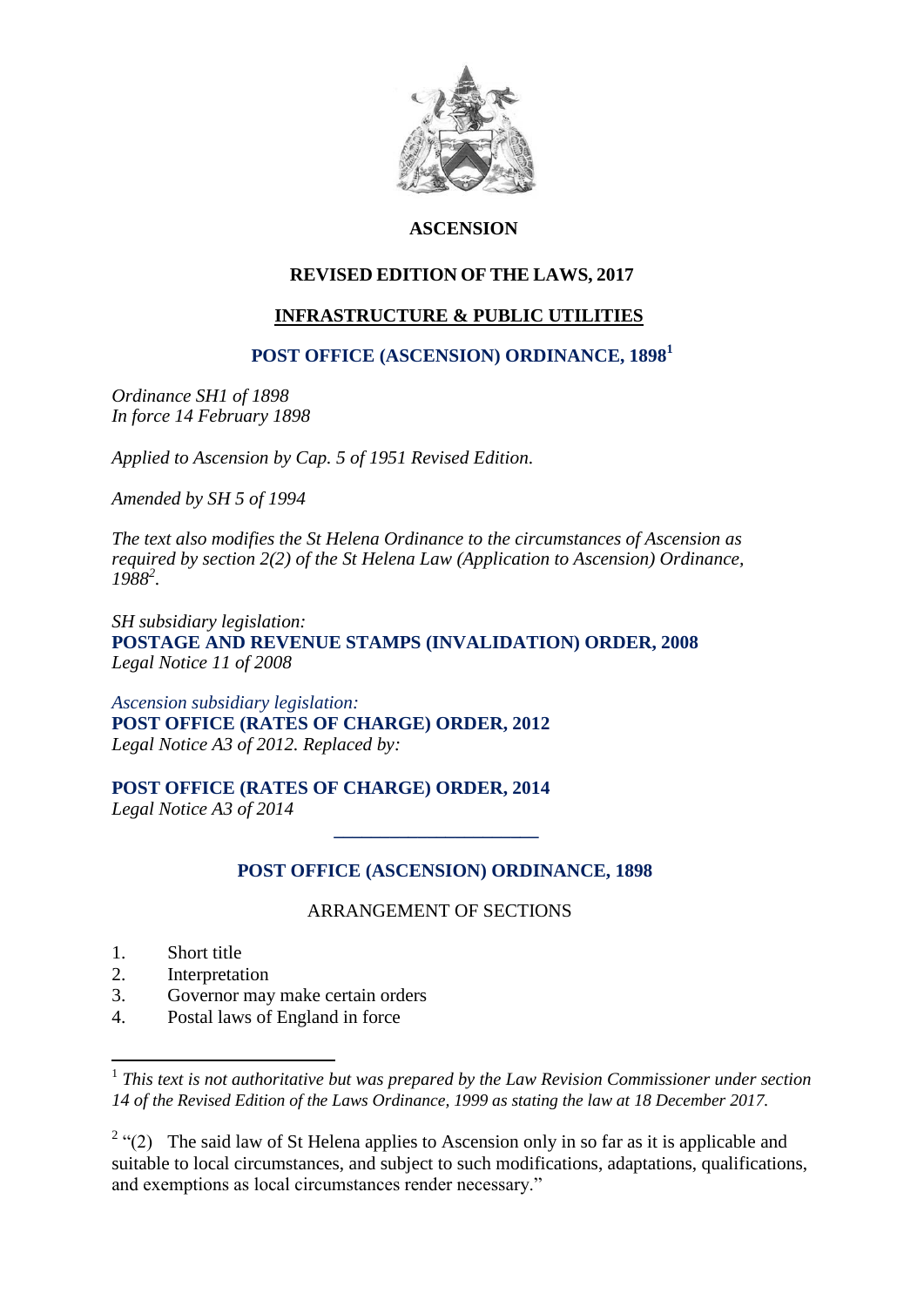**ASCENSION**

**REVISED EDITION OF THE LAWS, 2017**

**INFRASTRUCTURE & PUBLIC UTILITIES**

# POST OFFICE (ASCENSION) ORDINANCE, 1898[1]

*Ordinance SH1 of 1898*
*In force 14 February 1898*

*Applied to Ascension by Cap. 5 of 1951 Revised Edition.*

*Amended by SH 5 of 1994*

*The text also modifies the St Helena Ordinance to the circumstances of Ascension as required by section 2(2) of the St Helena Law (Application to Ascension) Ordinance, 1988[2].*

*SH subsidiary legislation:*
**POSTAGE AND REVENUE STAMPS (INVALIDATION) ORDER, 2008**
*Legal Notice 11 of 2008*

*Ascension subsidiary legislation:*
**POST OFFICE (RATES OF CHARGE) ORDER, 2012**
*Legal Notice A3 of 2012. Replaced by:*

**POST OFFICE (RATES OF CHARGE) ORDER, 2014**
*Legal Notice A3 of 2014*

---

## POST OFFICE (ASCENSION) ORDINANCE, 1898

ARRANGEMENT OF SECTIONS

1. Short title
2. Interpretation
3. Governor may make certain orders
4. Postal laws of England in force

---

[1] *This text is not authoritative but was prepared by the Law Revision Commissioner under section 14 of the Revised Edition of the Laws Ordinance, 1999 as stating the law at 18 December 2017.*

[2] "(2) The said law of St Helena applies to Ascension only in so far as it is applicable and suitable to local circumstances, and subject to such modifications, adaptations, qualifications, and exemptions as local circumstances render necessary."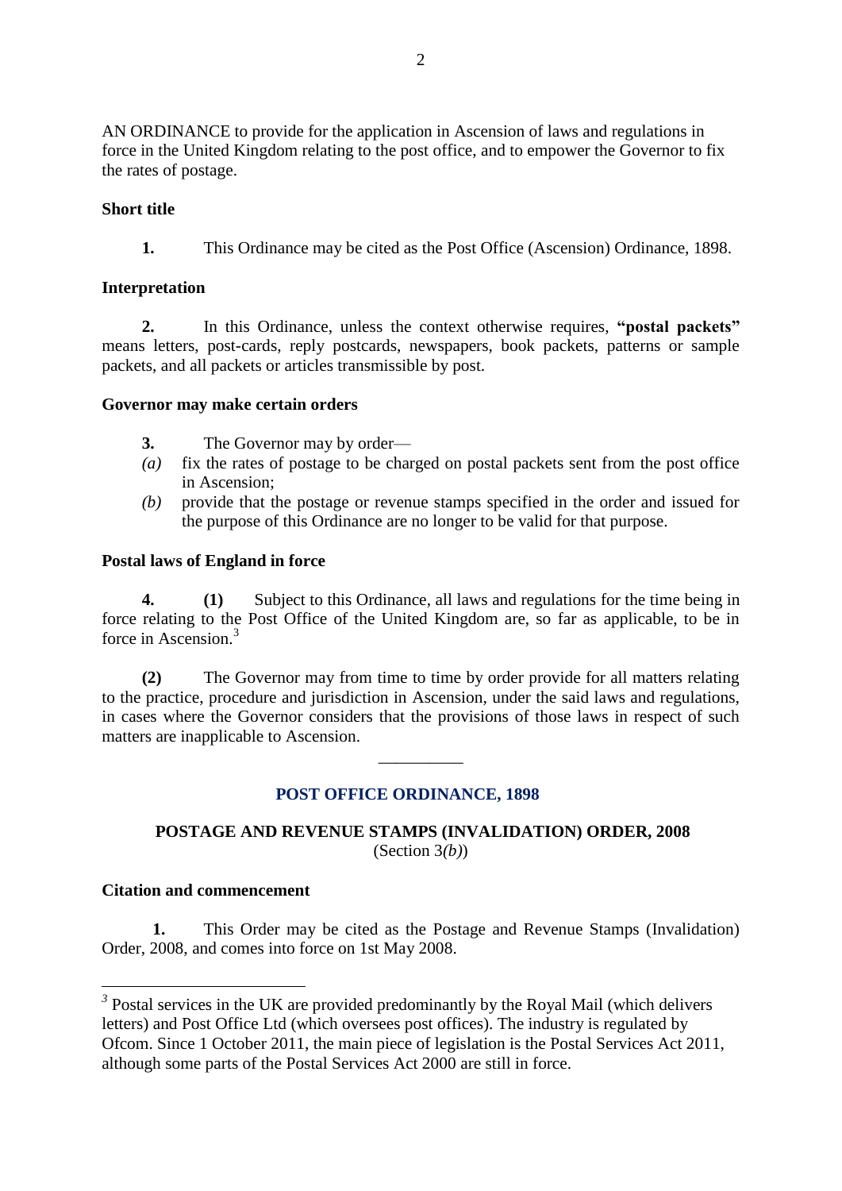AN ORDINANCE to provide for the application in Ascension of laws and regulations in force in the United Kingdom relating to the post office, and to empower the Governor to fix the rates of postage.

**Short title**

**1.** This Ordinance may be cited as the Post Office (Ascension) Ordinance, 1898.

**Interpretation**

**2.** In this Ordinance, unless the context otherwise requires, **"postal packets"** means letters, post-cards, reply postcards, newspapers, book packets, patterns or sample packets, and all packets or articles transmissible by post.

**Governor may make certain orders**

**3.** The Governor may by order—

*(a)* fix the rates of postage to be charged on postal packets sent from the post office in Ascension;

*(b)* provide that the postage or revenue stamps specified in the order and issued for the purpose of this Ordinance are no longer to be valid for that purpose.

**Postal laws of England in force**

**4.** **(1)** Subject to this Ordinance, all laws and regulations for the time being in force relating to the Post Office of the United Kingdom are, so far as applicable, to be in force in Ascension.[3]

**(2)** The Governor may from time to time by order provide for all matters relating to the practice, procedure and jurisdiction in Ascension, under the said laws and regulations, in cases where the Governor considers that the provisions of those laws in respect of such matters are inapplicable to Ascension.

---

## POST OFFICE ORDINANCE, 1898

### POSTAGE AND REVENUE STAMPS (INVALIDATION) ORDER, 2008

(Section 3*(b)*)

**Citation and commencement**

**1.** This Order may be cited as the Postage and Revenue Stamps (Invalidation) Order, 2008, and comes into force on 1st May 2008.

---

[3] Postal services in the UK are provided predominantly by the Royal Mail (which delivers letters) and Post Office Ltd (which oversees post offices). The industry is regulated by Ofcom. Since 1 October 2011, the main piece of legislation is the Postal Services Act 2011, although some parts of the Postal Services Act 2000 are still in force.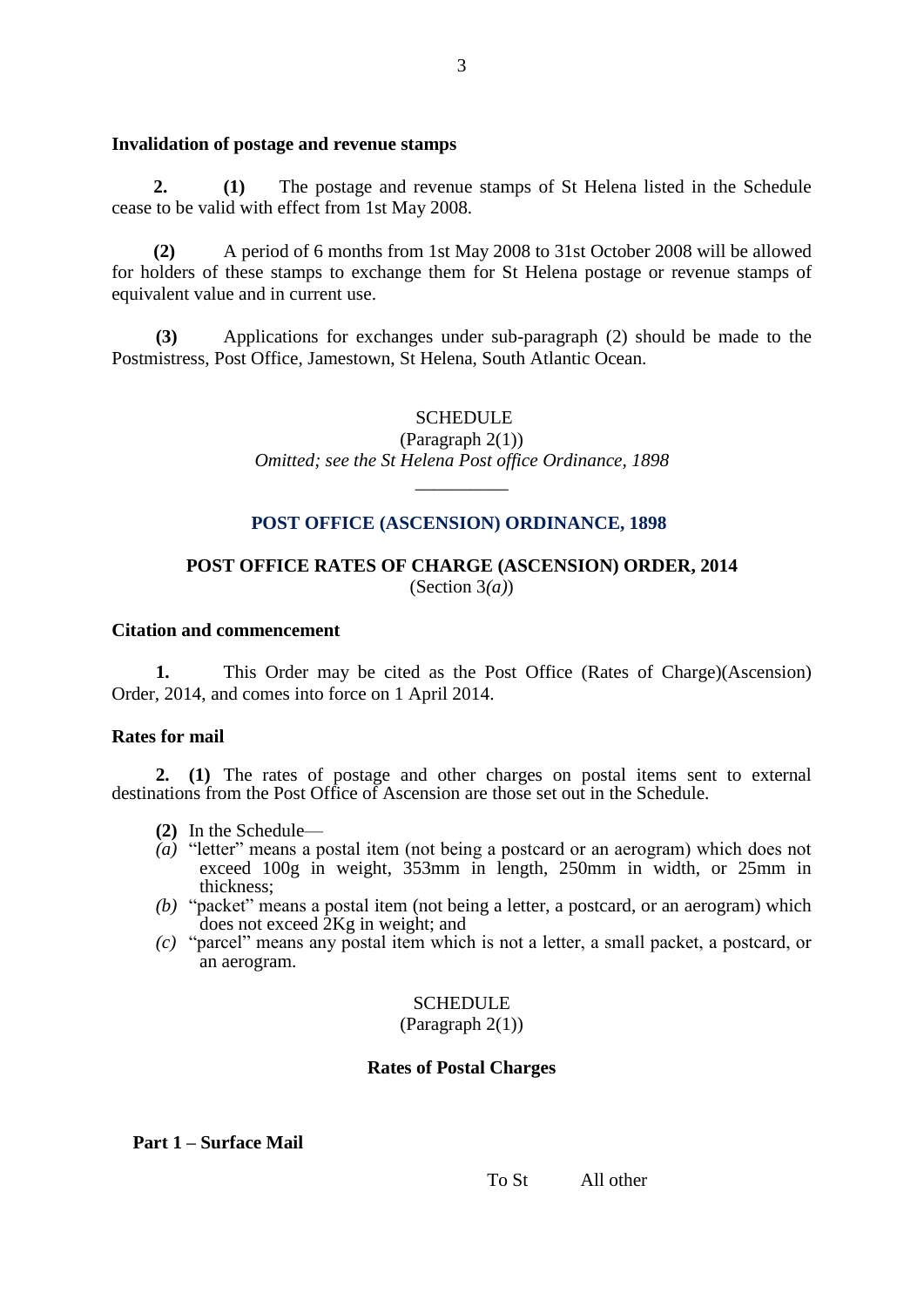**Invalidation of postage and revenue stamps**

**2.** **(1)** The postage and revenue stamps of St Helena listed in the Schedule cease to be valid with effect from 1st May 2008.

**(2)** A period of 6 months from 1st May 2008 to 31st October 2008 will be allowed for holders of these stamps to exchange them for St Helena postage or revenue stamps of equivalent value and in current use.

**(3)** Applications for exchanges under sub-paragraph (2) should be made to the Postmistress, Post Office, Jamestown, St Helena, South Atlantic Ocean.

SCHEDULE
(Paragraph 2(1))
*Omitted; see the St Helena Post office Ordinance, 1898*

__________

## POST OFFICE (ASCENSION) ORDINANCE, 1898

## POST OFFICE RATES OF CHARGE (ASCENSION) ORDER, 2014

(Section 3*(a)*)

**Citation and commencement**

**1.** This Order may be cited as the Post Office (Rates of Charge)(Ascension) Order, 2014, and comes into force on 1 April 2014.

**Rates for mail**

**2.** **(1)** The rates of postage and other charges on postal items sent to external destinations from the Post Office of Ascension are those set out in the Schedule.

**(2)** In the Schedule—

*(a)* "letter" means a postal item (not being a postcard or an aerogram) which does not exceed 100g in weight, 353mm in length, 250mm in width, or 25mm in thickness;

*(b)* "packet" means a postal item (not being a letter, a postcard, or an aerogram) which does not exceed 2Kg in weight; and

*(c)* "parcel" means any postal item which is not a letter, a small packet, a postcard, or an aerogram.

SCHEDULE
(Paragraph 2(1))

**Rates of Postal Charges**

**Part 1 – Surface Mail**

To St All other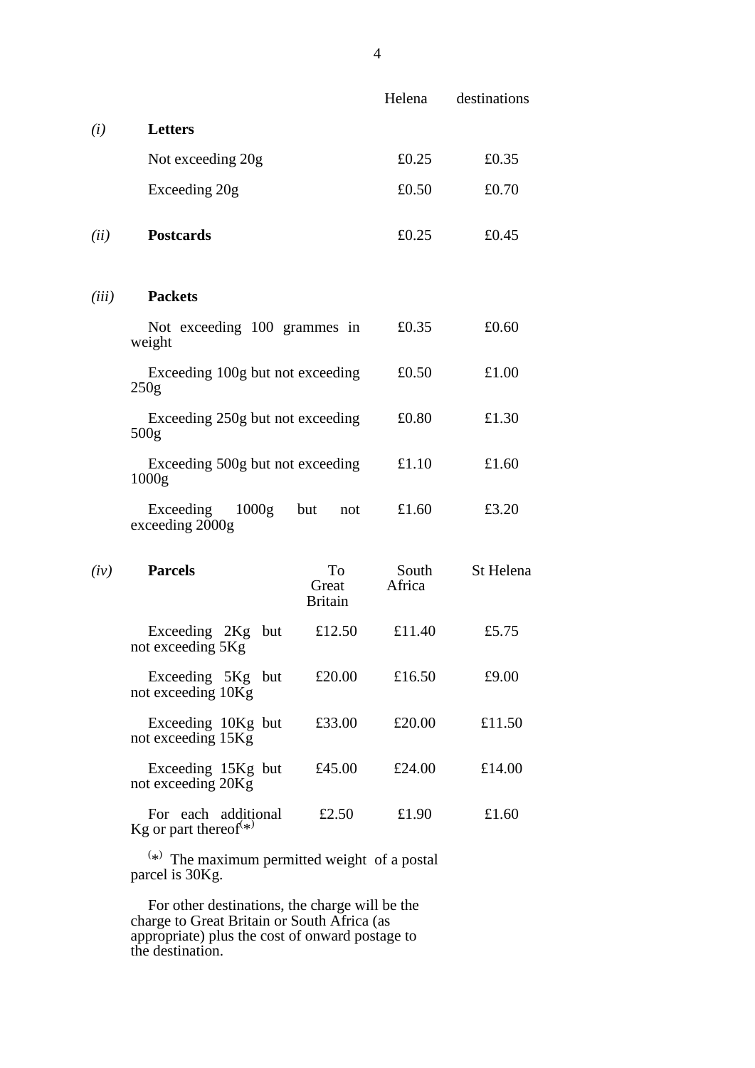| | | Helena | destinations |
|---|---|---|---|
| *(i)* | **Letters** | | |
| | Not exceeding 20g | £0.25 | £0.35 |
| | Exceeding 20g | £0.50 | £0.70 |
| *(ii)* | **Postcards** | £0.25 | £0.45 |
| *(iii)* | **Packets** | | |
| | Not exceeding 100 grammes in weight | £0.35 | £0.60 |
| | Exceeding 100g but not exceeding 250g | £0.50 | £1.00 |
| | Exceeding 250g but not exceeding 500g | £0.80 | £1.30 |
| | Exceeding 500g but not exceeding 1000g | £1.10 | £1.60 |
| | Exceeding 1000g but not exceeding 2000g | £1.60 | £3.20 |

| *(iv)* | **Parcels** | To Great Britain | South Africa | St Helena |
|---|---|---|---|---|
| | Exceeding 2Kg but not exceeding 5Kg | £12.50 | £11.40 | £5.75 |
| | Exceeding 5Kg but not exceeding 10Kg | £20.00 | £16.50 | £9.00 |
| | Exceeding 10Kg but not exceeding 15Kg | £33.00 | £20.00 | £11.50 |
| | Exceeding 15Kg but not exceeding 20Kg | £45.00 | £24.00 | £14.00 |
| | For each additional Kg or part thereof(*) | £2.50 | £1.90 | £1.60 |

(*) The maximum permitted weight of a postal parcel is 30Kg.

For other destinations, the charge will be the charge to Great Britain or South Africa (as appropriate) plus the cost of onward postage to the destination.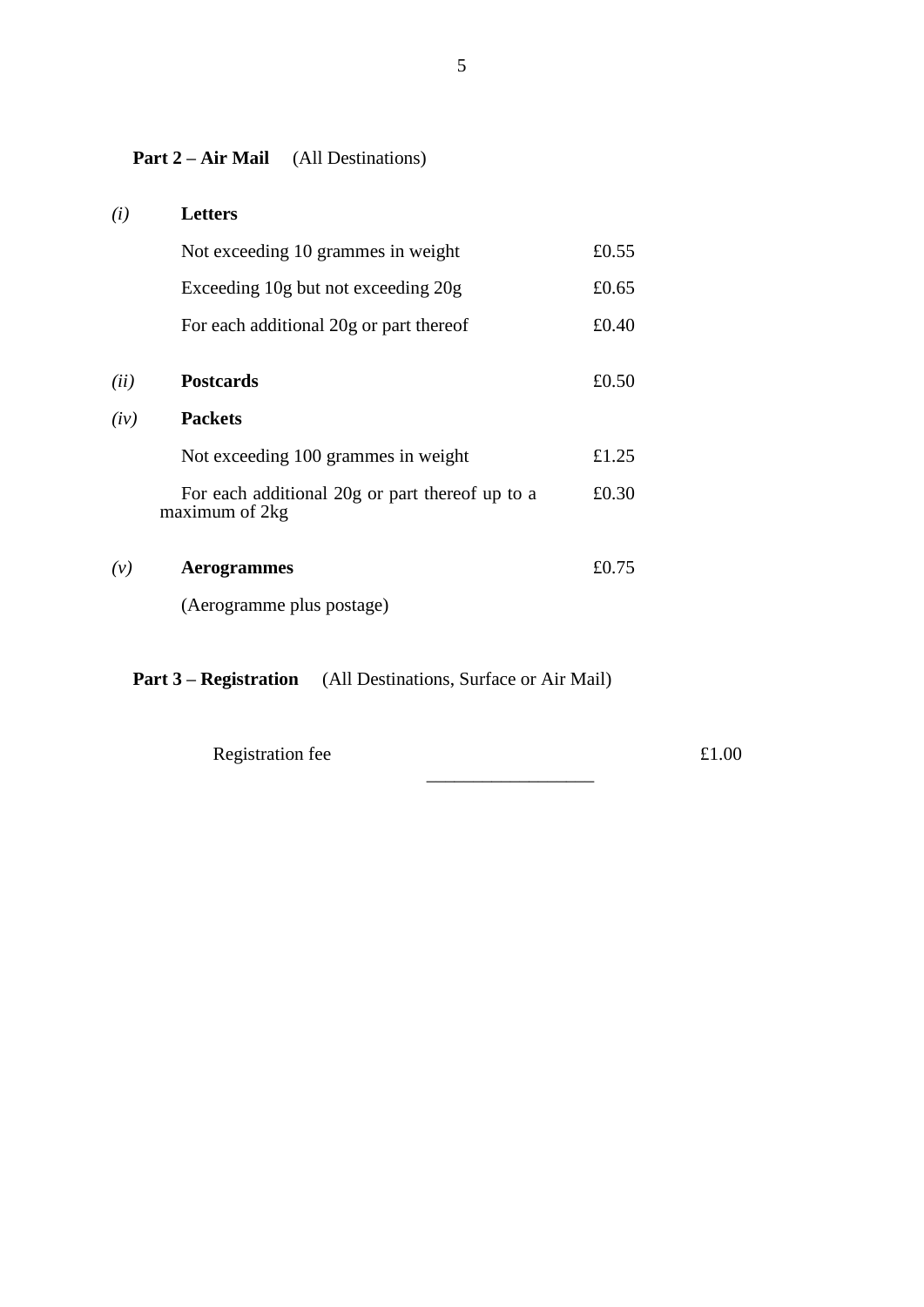**Part 2 – Air Mail** (All Destinations)

| | | |
|---|---|---|
| *(i)* | **Letters** | |
| | Not exceeding 10 grammes in weight | £0.55 |
| | Exceeding 10g but not exceeding 20g | £0.65 |
| | For each additional 20g or part thereof | £0.40 |
| *(ii)* | **Postcards** | £0.50 |
| *(iv)* | **Packets** | |
| | Not exceeding 100 grammes in weight | £1.25 |
| | For each additional 20g or part thereof up to a maximum of 2kg | £0.30 |
| *(v)* | **Aerogrammes** | £0.75 |
| | (Aerogramme plus postage) | |

**Part 3 – Registration** (All Destinations, Surface or Air Mail)

| | |
|---|---|
| Registration fee | £1.00 |

_________________